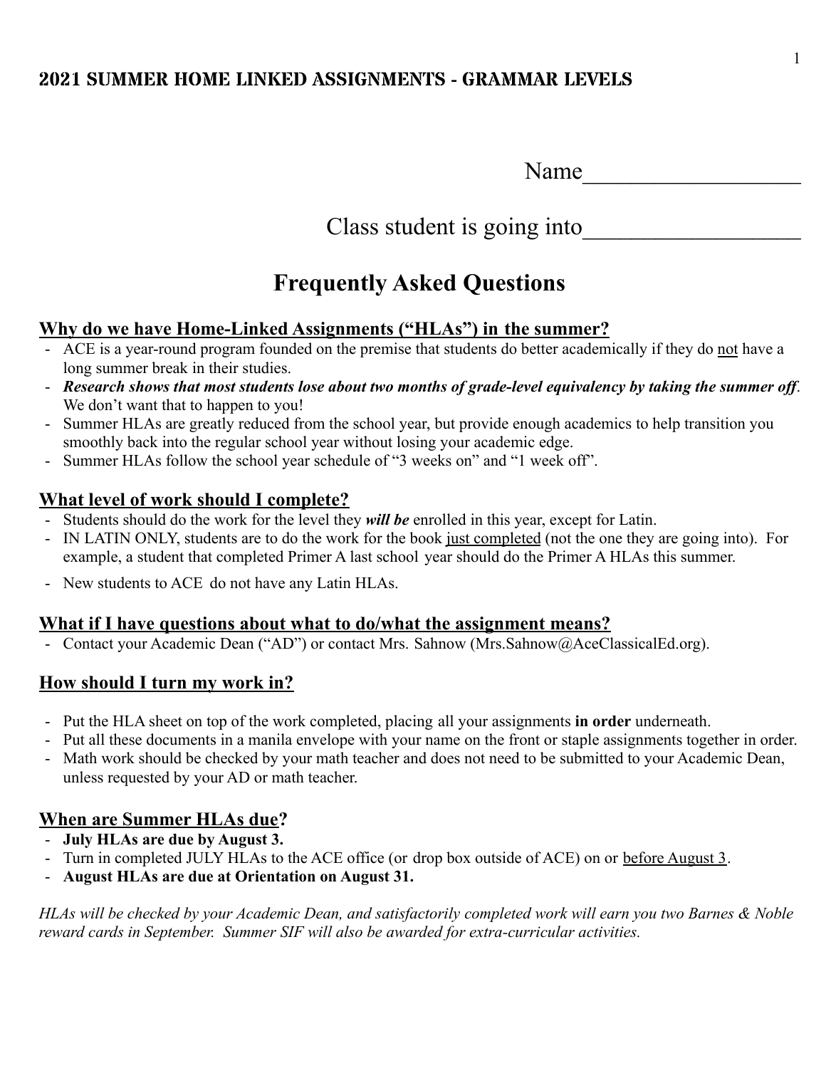# 2021 SUMMER HOME LINKED ASSIGNMENTS - GRAMMAR LEVELS

Name__________________

Class student is going into__________________

## Frequently Asked Questions

### Why do we have Home-Linked Assignments ("HLAs") in the summer?

- ACE is a year-round program founded on the premise that students do better academically if they do not have a long summer break in their studies.
- ***Research shows that most students lose about two months of grade-level equivalency by taking the summer off***. We don't want that to happen to you!
- Summer HLAs are greatly reduced from the school year, but provide enough academics to help transition you smoothly back into the regular school year without losing your academic edge.
- Summer HLAs follow the school year schedule of "3 weeks on" and "1 week off".

### What level of work should I complete?

- Students should do the work for the level they ***will be*** enrolled in this year, except for Latin.
- IN LATIN ONLY, students are to do the work for the book just completed (not the one they are going into). For example, a student that completed Primer A last school year should do the Primer A HLAs this summer.
- New students to ACE do not have any Latin HLAs.

### What if I have questions about what to do/what the assignment means?

- Contact your Academic Dean ("AD") or contact Mrs. Sahnow (Mrs.Sahnow@AceClassicalEd.org).

### How should I turn my work in?

- Put the HLA sheet on top of the work completed, placing all your assignments **in order** underneath.
- Put all these documents in a manila envelope with your name on the front or staple assignments together in order.
- Math work should be checked by your math teacher and does not need to be submitted to your Academic Dean, unless requested by your AD or math teacher.

### When are Summer HLAs due?

- **July HLAs are due by August 3.**
- Turn in completed JULY HLAs to the ACE office (or drop box outside of ACE) on or before August 3.
- **August HLAs are due at Orientation on August 31.**

*HLAs will be checked by your Academic Dean, and satisfactorily completed work will earn you two Barnes & Noble reward cards in September. Summer SIF will also be awarded for extra-curricular activities.*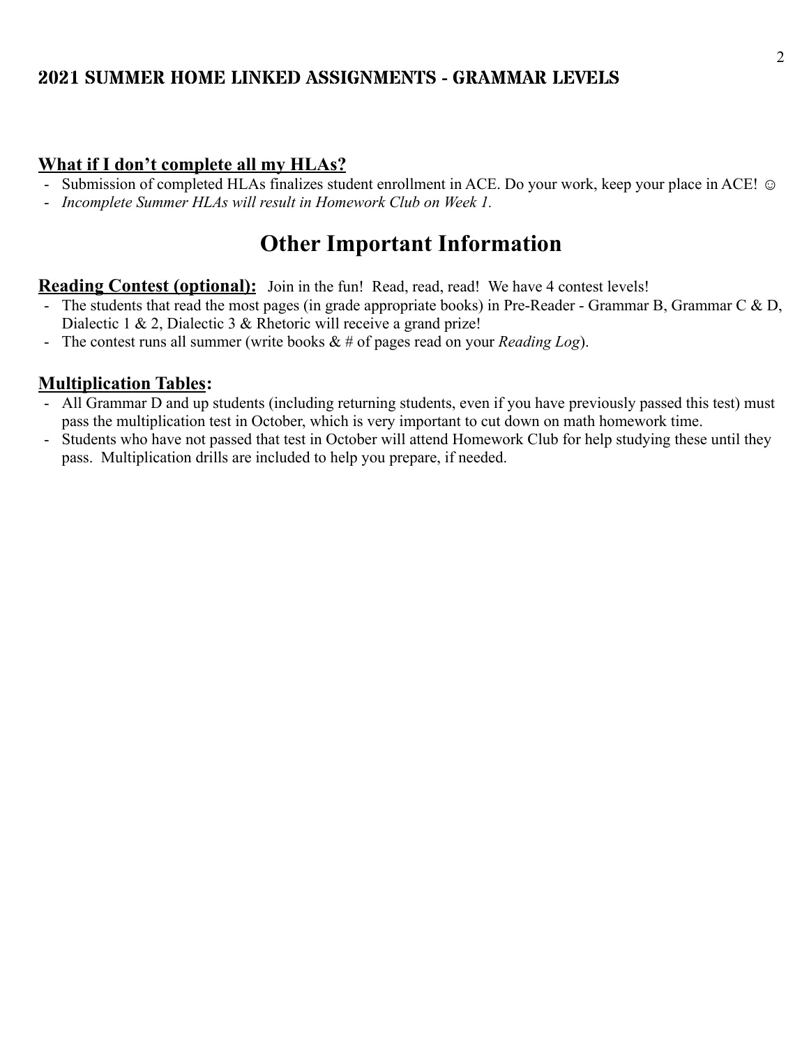**<u>What if I don't complete all my HLAs?</u>**

- Submission of completed HLAs finalizes student enrollment in ACE. Do your work, keep your place in ACE! ☺
- *Incomplete Summer HLAs will result in Homework Club on Week 1.*

# Other Important Information

**<u>Reading Contest (optional):</u>** Join in the fun! Read, read, read! We have 4 contest levels!

- The students that read the most pages (in grade appropriate books) in Pre-Reader - Grammar B, Grammar C & D, Dialectic 1 & 2, Dialectic 3 & Rhetoric will receive a grand prize!
- The contest runs all summer (write books & # of pages read on your *Reading Log*).

**<u>Multiplication Tables</u>:**

- All Grammar D and up students (including returning students, even if you have previously passed this test) must pass the multiplication test in October, which is very important to cut down on math homework time.
- Students who have not passed that test in October will attend Homework Club for help studying these until they pass. Multiplication drills are included to help you prepare, if needed.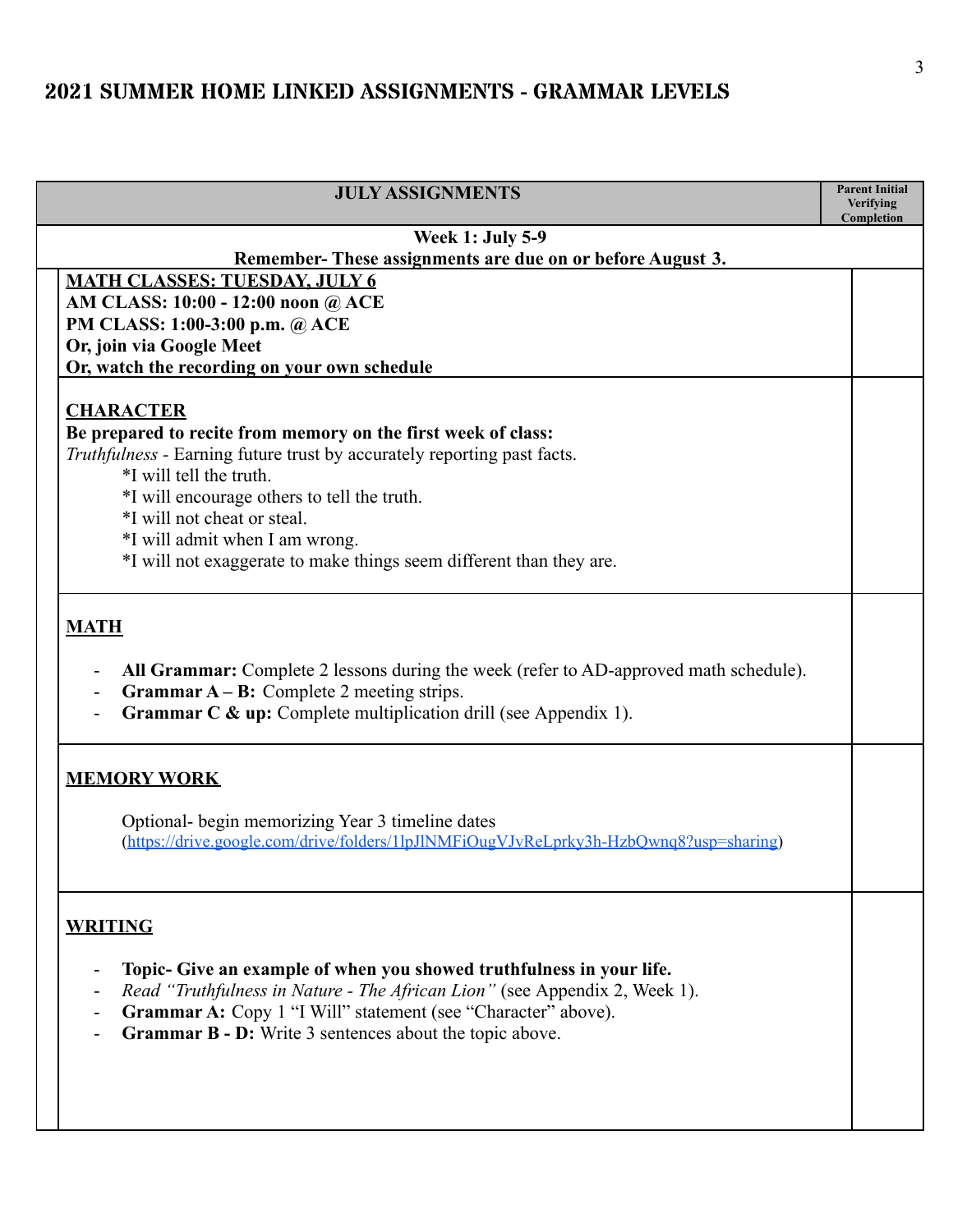# 2021 SUMMER HOME LINKED ASSIGNMENTS - GRAMMAR LEVELS

| JULY ASSIGNMENTS | Parent Initial Verifying Completion |
|---|---|
| **Week 1: July 5-9**<br>**Remember- These assignments are due on or before August 3.** | |
| **<u>MATH CLASSES: TUESDAY, JULY 6</u>**<br>**AM CLASS: 10:00 - 12:00 noon @ ACE**<br>**PM CLASS: 1:00-3:00 p.m. @ ACE**<br>**Or, join via Google Meet**<br>**Or, watch the recording on your own schedule** | |
| **<u>CHARACTER</u>**<br>**Be prepared to recite from memory on the first week of class:**<br>*Truthfulness* - Earning future trust by accurately reporting past facts.<br>*I will tell the truth.<br>*I will encourage others to tell the truth.<br>*I will not cheat or steal.<br>*I will admit when I am wrong.<br>*I will not exaggerate to make things seem different than they are. | |
| **<u>MATH</u>**<br>- **All Grammar:** Complete 2 lessons during the week (refer to AD-approved math schedule).<br>- **Grammar A – B:** Complete 2 meeting strips.<br>- **Grammar C & up:** Complete multiplication drill (see Appendix 1). | |
| **<u>MEMORY WORK</u>**<br>Optional- begin memorizing Year 3 timeline dates (https://drive.google.com/drive/folders/1lpJlNMFiOugVJvReLprky3h-HzbQwnq8?usp=sharing) | |
| **<u>WRITING</u>**<br>- **Topic- Give an example of when you showed truthfulness in your life.**<br>- *Read "Truthfulness in Nature - The African Lion"* (see Appendix 2, Week 1).<br>- **Grammar A:** Copy 1 "I Will" statement (see "Character" above).<br>- **Grammar B - D:** Write 3 sentences about the topic above. | |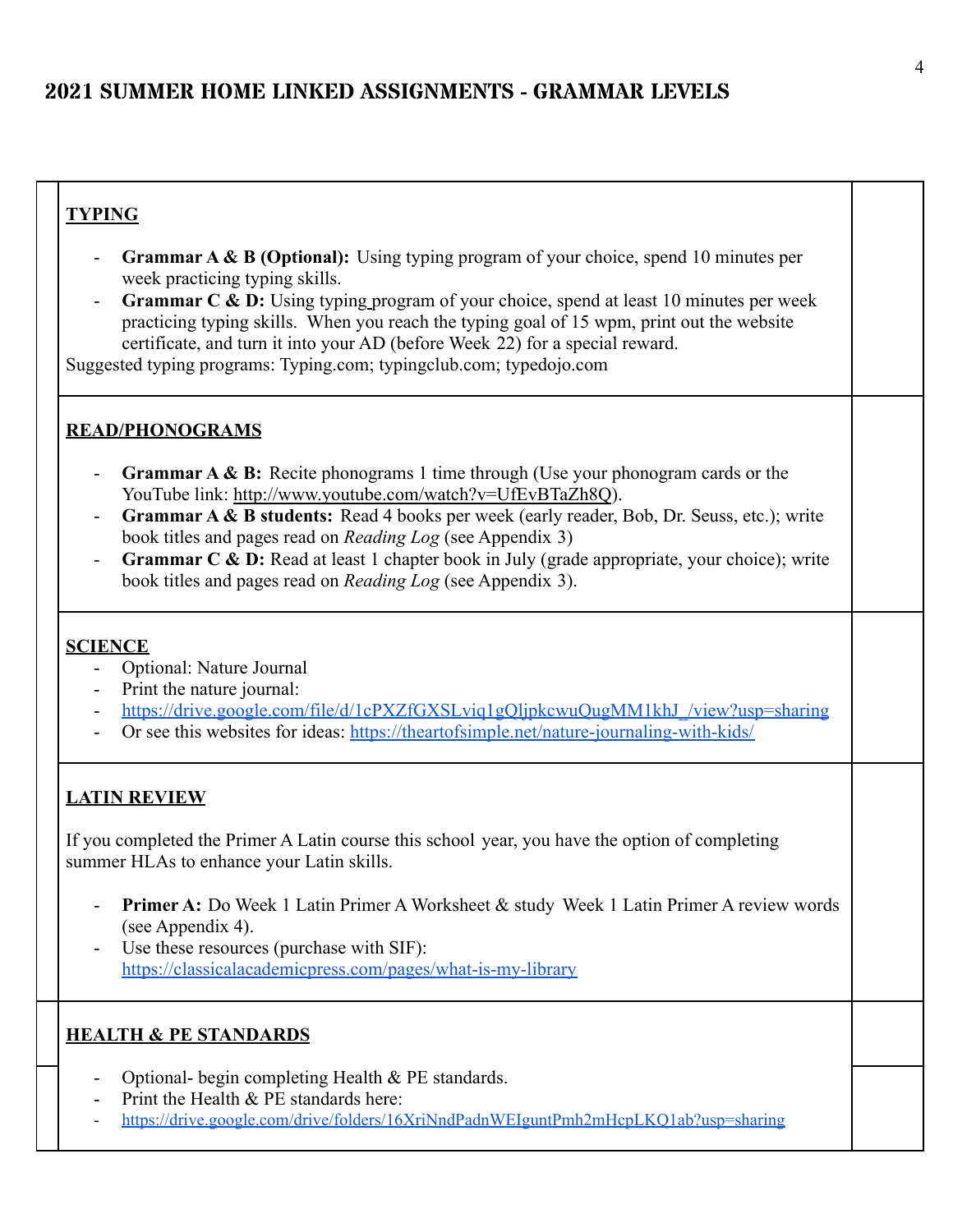# 2021 SUMMER HOME LINKED ASSIGNMENTS - GRAMMAR LEVELS

**TYPING**

- **Grammar A & B (Optional):** Using typing program of your choice, spend 10 minutes per week practicing typing skills.
- **Grammar C & D:** Using typing program of your choice, spend at least 10 minutes per week practicing typing skills. When you reach the typing goal of 15 wpm, print out the website certificate, and turn it into your AD (before Week 22) for a special reward.

Suggested typing programs: Typing.com; typingclub.com; typedojo.com

**READ/PHONOGRAMS**

- **Grammar A & B:** Recite phonograms 1 time through (Use your phonogram cards or the YouTube link: http://www.youtube.com/watch?v=UfEvBTaZh8Q).
- **Grammar A & B students:** Read 4 books per week (early reader, Bob, Dr. Seuss, etc.); write book titles and pages read on *Reading Log* (see Appendix 3)
- **Grammar C & D:** Read at least 1 chapter book in July (grade appropriate, your choice); write book titles and pages read on *Reading Log* (see Appendix 3).

**SCIENCE**

- Optional: Nature Journal
- Print the nature journal:
- https://drive.google.com/file/d/1cPXZfGXSLviq1gQljpkcwuQugMM1khJ_/view?usp=sharing
- Or see this websites for ideas: https://theartofsimple.net/nature-journaling-with-kids/

**LATIN REVIEW**

If you completed the Primer A Latin course this school year, you have the option of completing summer HLAs to enhance your Latin skills.

- **Primer A:** Do Week 1 Latin Primer A Worksheet & study Week 1 Latin Primer A review words (see Appendix 4).
- Use these resources (purchase with SIF): https://classicalacademicpress.com/pages/what-is-my-library

**HEALTH & PE STANDARDS**

- Optional- begin completing Health & PE standards.
- Print the Health & PE standards here:
- https://drive.google.com/drive/folders/16XriNndPadnWEIguntPmh2mHcpLKQ1ab?usp=sharing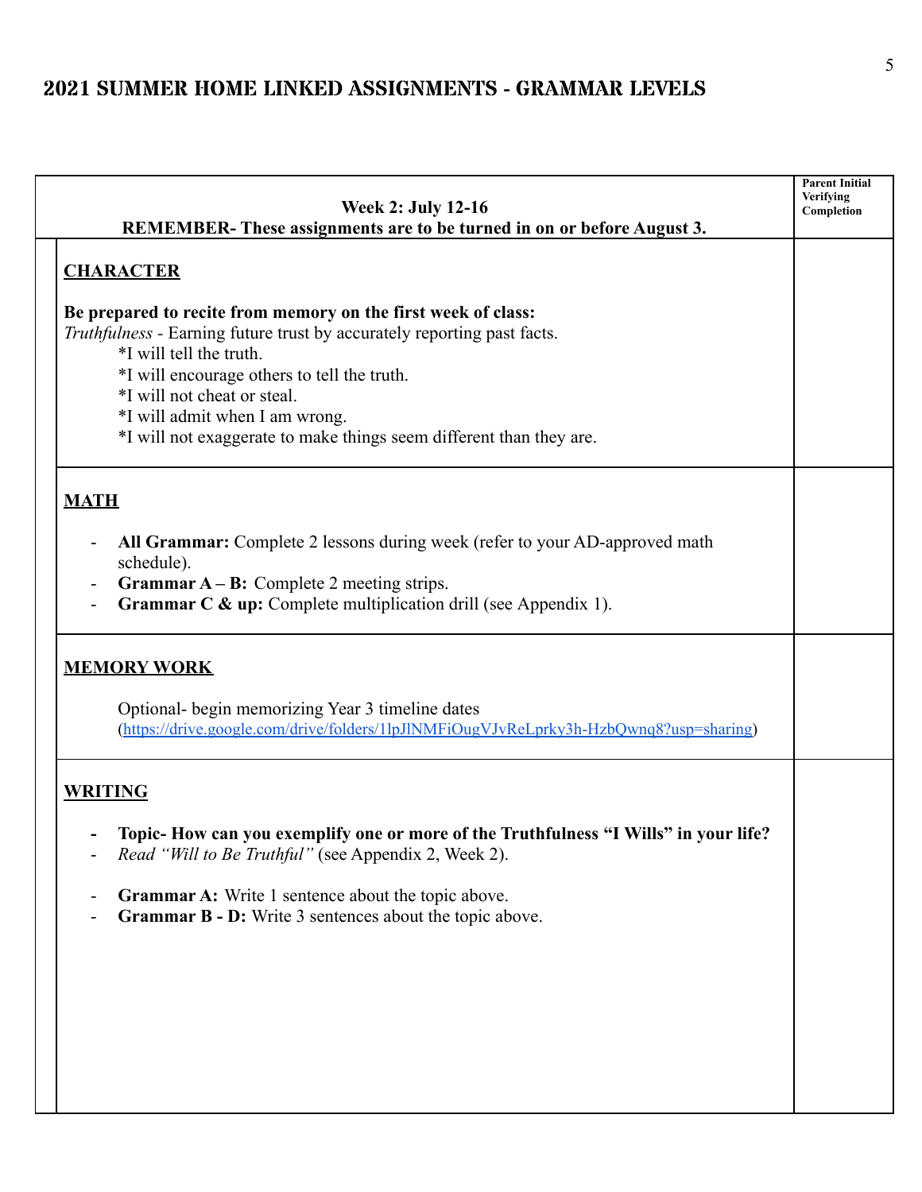# 2021 SUMMER HOME LINKED ASSIGNMENTS - GRAMMAR LEVELS

| **Week 2: July 12-16**<br>**REMEMBER- These assignments are to be turned in on or before August 3.** | **Parent Initial Verifying Completion** |
|---|---|
| **CHARACTER**<br><br>**Be prepared to recite from memory on the first week of class:**<br>*Truthfulness* - Earning future trust by accurately reporting past facts.<br>*I will tell the truth.<br>*I will encourage others to tell the truth.<br>*I will not cheat or steal.<br>*I will admit when I am wrong.<br>*I will not exaggerate to make things seem different than they are. | |
| **MATH**<br><br>- **All Grammar:** Complete 2 lessons during week (refer to your AD-approved math schedule).<br>- **Grammar A – B:** Complete 2 meeting strips.<br>- **Grammar C & up:** Complete multiplication drill (see Appendix 1). | |
| **MEMORY WORK**<br><br>Optional- begin memorizing Year 3 timeline dates (https://drive.google.com/drive/folders/1lpJlNMFiOugVJvReLprky3h-HzbQwnq8?usp=sharing) | |
| **WRITING**<br><br>- **Topic- How can you exemplify one or more of the Truthfulness "I Wills" in your life?**<br>- *Read "Will to Be Truthful"* (see Appendix 2, Week 2).<br><br>- **Grammar A:** Write 1 sentence about the topic above.<br>- **Grammar B - D:** Write 3 sentences about the topic above. | |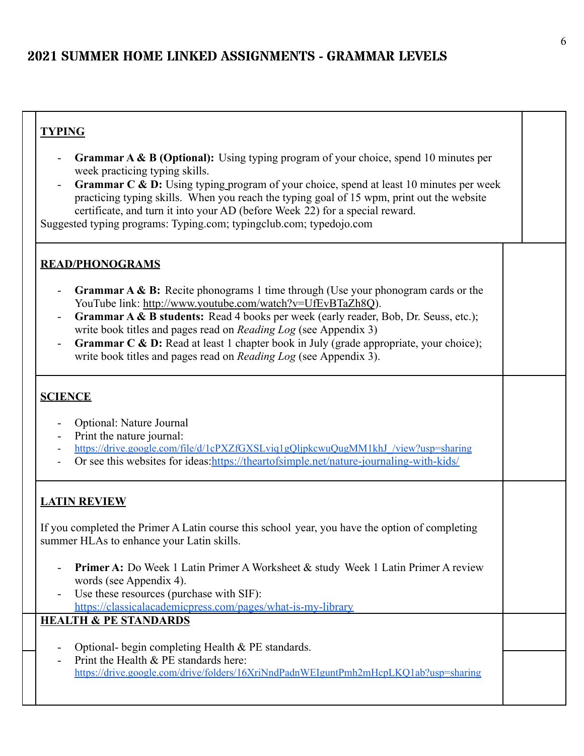## 2021 SUMMER HOME LINKED ASSIGNMENTS - GRAMMAR LEVELS

**TYPING**

- **Grammar A & B (Optional):** Using typing program of your choice, spend 10 minutes per week practicing typing skills.
- **Grammar C & D:** Using typing program of your choice, spend at least 10 minutes per week practicing typing skills. When you reach the typing goal of 15 wpm, print out the website certificate, and turn it into your AD (before Week 22) for a special reward.

Suggested typing programs: Typing.com; typingclub.com; typedojo.com

**READ/PHONOGRAMS**

- **Grammar A & B:** Recite phonograms 1 time through (Use your phonogram cards or the YouTube link: http://www.youtube.com/watch?v=UfEvBTaZh8Q).
- **Grammar A & B students:** Read 4 books per week (early reader, Bob, Dr. Seuss, etc.); write book titles and pages read on *Reading Log* (see Appendix 3)
- **Grammar C & D:** Read at least 1 chapter book in July (grade appropriate, your choice); write book titles and pages read on *Reading Log* (see Appendix 3).

**SCIENCE**

- Optional: Nature Journal
- Print the nature journal:
- https://drive.google.com/file/d/1cPXZfGXSLviq1gQljpkcwuQugMM1khJ_/view?usp=sharing
- Or see this websites for ideas:https://theartofsimple.net/nature-journaling-with-kids/

**LATIN REVIEW**

If you completed the Primer A Latin course this school year, you have the option of completing summer HLAs to enhance your Latin skills.

- **Primer A:** Do Week 1 Latin Primer A Worksheet & study Week 1 Latin Primer A review words (see Appendix 4).
- Use these resources (purchase with SIF): https://classicalacademicpress.com/pages/what-is-my-library

**HEALTH & PE STANDARDS**

- Optional- begin completing Health & PE standards.
- Print the Health & PE standards here: https://drive.google.com/drive/folders/16XriNndPadnWEIguntPmh2mHcpLKQ1ab?usp=sharing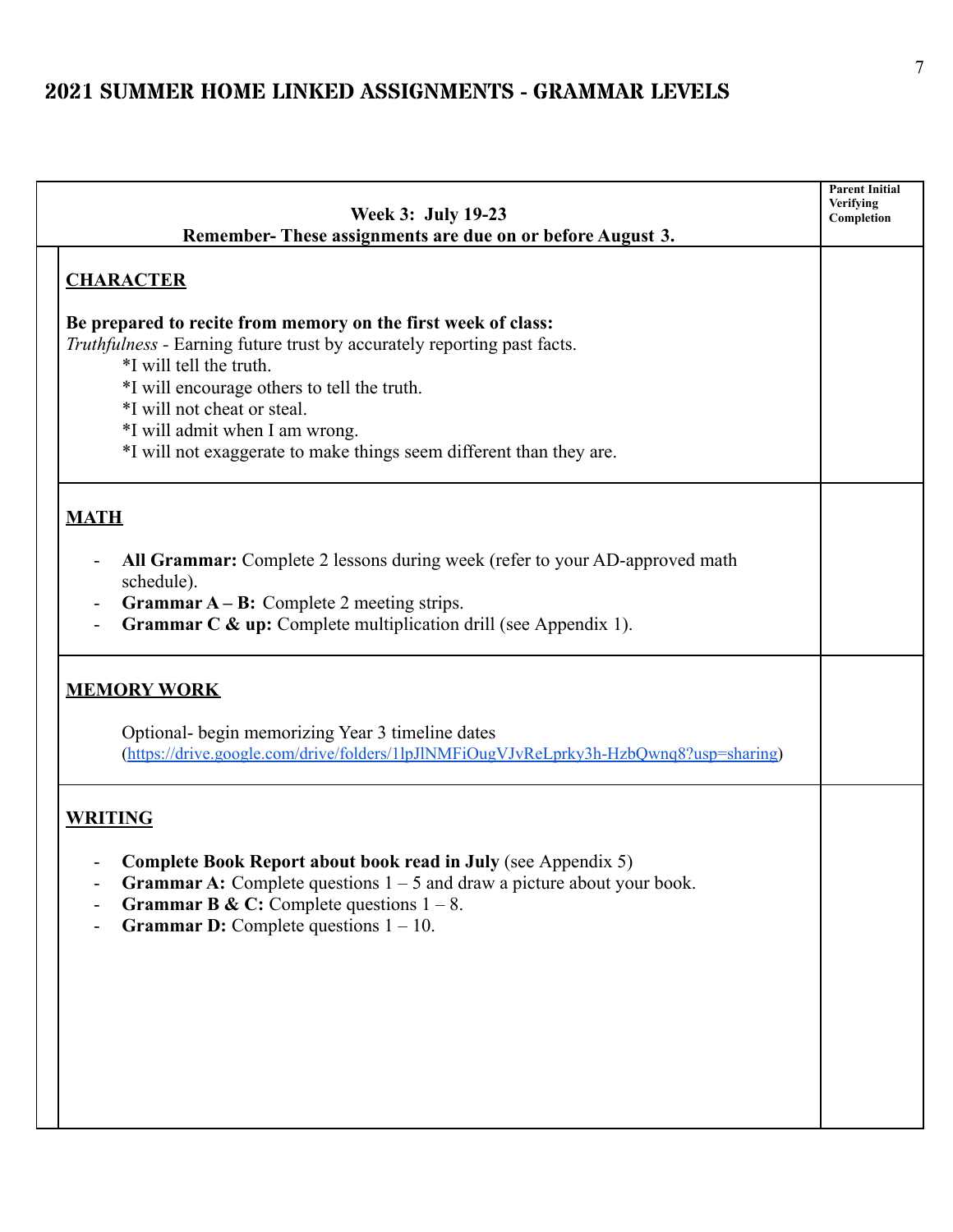# 2021 SUMMER HOME LINKED ASSIGNMENTS - GRAMMAR LEVELS

| **Week 3: July 19-23**<br>**Remember- These assignments are due on or before August 3.** | **Parent Initial Verifying Completion** |
|---|---|
| **<u>CHARACTER</u>**<br><br>**Be prepared to recite from memory on the first week of class:**<br>*Truthfulness* - Earning future trust by accurately reporting past facts.<br>*I will tell the truth.<br>*I will encourage others to tell the truth.<br>*I will not cheat or steal.<br>*I will admit when I am wrong.<br>*I will not exaggerate to make things seem different than they are. | |
| **<u>MATH</u>**<br><br>- **All Grammar:** Complete 2 lessons during week (refer to your AD-approved math schedule).<br>- **Grammar A – B:** Complete 2 meeting strips.<br>- **Grammar C & up:** Complete multiplication drill (see Appendix 1). | |
| **<u>MEMORY WORK</u>**<br><br>Optional- begin memorizing Year 3 timeline dates (https://drive.google.com/drive/folders/1lpJlNMFiOugVJvReLprky3h-HzbQwnq8?usp=sharing) | |
| **<u>WRITING</u>**<br><br>- **Complete Book Report about book read in July** (see Appendix 5)<br>- **Grammar A:** Complete questions 1 – 5 and draw a picture about your book.<br>- **Grammar B & C:** Complete questions 1 – 8.<br>- **Grammar D:** Complete questions 1 – 10. | |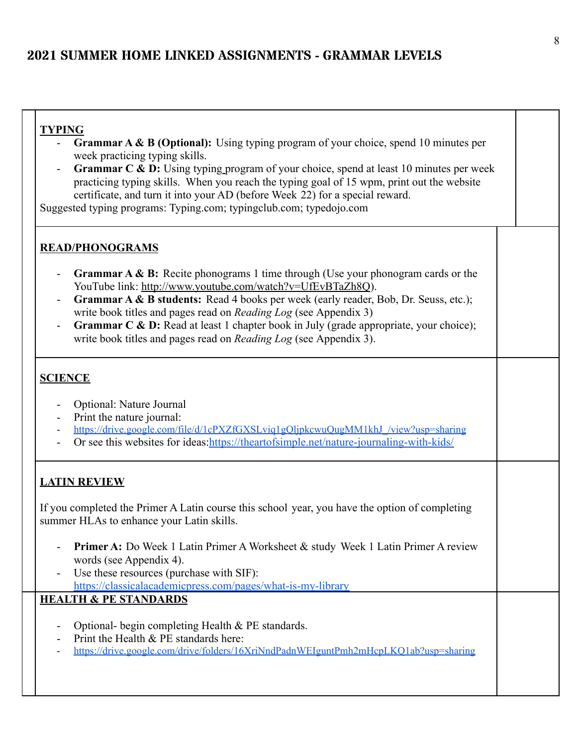# 2021 SUMMER HOME LINKED ASSIGNMENTS - GRAMMAR LEVELS

## TYPING

- **Grammar A & B (Optional):** Using typing program of your choice, spend 10 minutes per week practicing typing skills.
- **Grammar C & D:** Using typing program of your choice, spend at least 10 minutes per week practicing typing skills. When you reach the typing goal of 15 wpm, print out the website certificate, and turn it into your AD (before Week 22) for a special reward.

Suggested typing programs: Typing.com; typingclub.com; typedojo.com

## READ/PHONOGRAMS

- **Grammar A & B:** Recite phonograms 1 time through (Use your phonogram cards or the YouTube link: http://www.youtube.com/watch?v=UfEvBTaZh8Q).
- **Grammar A & B students:** Read 4 books per week (early reader, Bob, Dr. Seuss, etc.); write book titles and pages read on *Reading Log* (see Appendix 3)
- **Grammar C & D:** Read at least 1 chapter book in July (grade appropriate, your choice); write book titles and pages read on *Reading Log* (see Appendix 3).

## SCIENCE

- Optional: Nature Journal
- Print the nature journal:
- https://drive.google.com/file/d/1cPXZfGXSLviq1gQljpkcwuQugMM1khJ_/view?usp=sharing
- Or see this websites for ideas:https://theartofsimple.net/nature-journaling-with-kids/

## LATIN REVIEW

If you completed the Primer A Latin course this school year, you have the option of completing summer HLAs to enhance your Latin skills.

- **Primer A:** Do Week 1 Latin Primer A Worksheet & study Week 1 Latin Primer A review words (see Appendix 4).
- Use these resources (purchase with SIF): https://classicalacademicpress.com/pages/what-is-my-library

## HEALTH & PE STANDARDS

- Optional- begin completing Health & PE standards.
- Print the Health & PE standards here:
- https://drive.google.com/drive/folders/16XriNndPadnWEIguntPmh2mHcpLKQ1ab?usp=sharing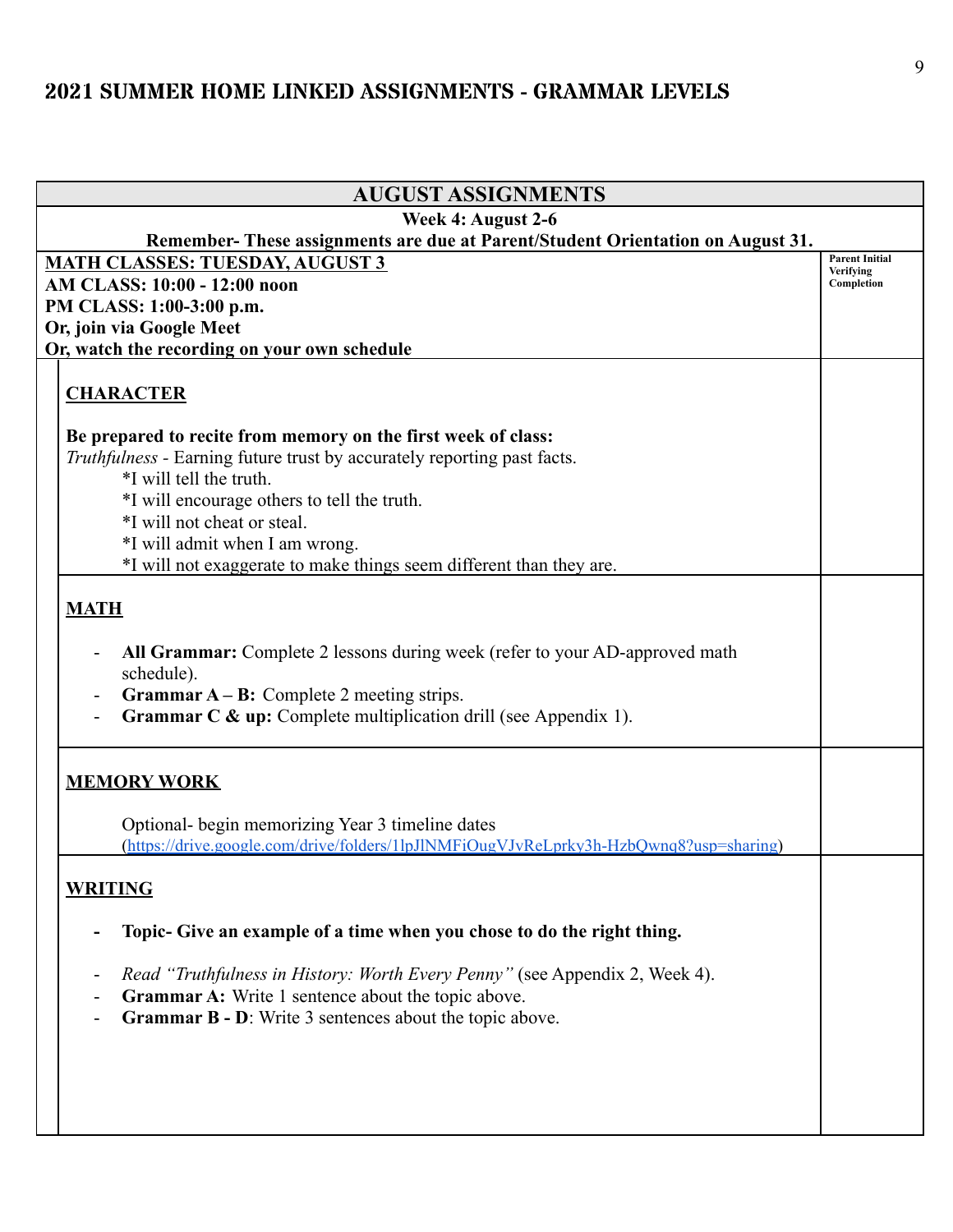# 2021 SUMMER HOME LINKED ASSIGNMENTS - GRAMMAR LEVELS

| AUGUST ASSIGNMENTS | |
|---|---|
| **Week 4: August 2-6**<br>**Remember- These assignments are due at Parent/Student Orientation on August 31.** | |
| **MATH CLASSES: TUESDAY, AUGUST 3**<br>**AM CLASS: 10:00 - 12:00 noon**<br>**PM CLASS: 1:00-3:00 p.m.**<br>**Or, join via Google Meet**<br>**Or, watch the recording on your own schedule** | **Parent Initial Verifying Completion** |
| **CHARACTER**<br><br>**Be prepared to recite from memory on the first week of class:**<br>*Truthfulness* - Earning future trust by accurately reporting past facts.<br>*I will tell the truth.<br>*I will encourage others to tell the truth.<br>*I will not cheat or steal.<br>*I will admit when I am wrong.<br>*I will not exaggerate to make things seem different than they are. | |
| **MATH**<br><br>- **All Grammar:** Complete 2 lessons during week (refer to your AD-approved math schedule).<br>- **Grammar A – B:** Complete 2 meeting strips.<br>- **Grammar C & up:** Complete multiplication drill (see Appendix 1). | |
| **MEMORY WORK**<br><br>Optional- begin memorizing Year 3 timeline dates (https://drive.google.com/drive/folders/1lpJlNMFiOugVJvReLprky3h-HzbQwnq8?usp=sharing) | |
| **WRITING**<br><br>- **Topic- Give an example of a time when you chose to do the right thing.**<br><br>- *Read "Truthfulness in History: Worth Every Penny"* (see Appendix 2, Week 4).<br>- **Grammar A:** Write 1 sentence about the topic above.<br>- **Grammar B - D**: Write 3 sentences about the topic above. | |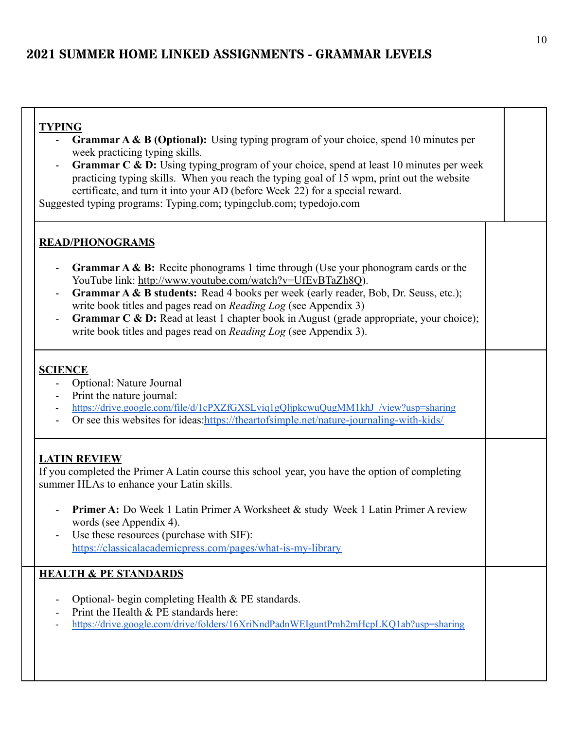# 2021 SUMMER HOME LINKED ASSIGNMENTS - GRAMMAR LEVELS

**TYPING**

- **Grammar A & B (Optional):** Using typing program of your choice, spend 10 minutes per week practicing typing skills.
- **Grammar C & D:** Using typing program of your choice, spend at least 10 minutes per week practicing typing skills. When you reach the typing goal of 15 wpm, print out the website certificate, and turn it into your AD (before Week 22) for a special reward.

Suggested typing programs: Typing.com; typingclub.com; typedojo.com

**READ/PHONOGRAMS**

- **Grammar A & B:** Recite phonograms 1 time through (Use your phonogram cards or the YouTube link: http://www.youtube.com/watch?v=UfEvBTaZh8Q).
- **Grammar A & B students:** Read 4 books per week (early reader, Bob, Dr. Seuss, etc.); write book titles and pages read on *Reading Log* (see Appendix 3)
- **Grammar C & D:** Read at least 1 chapter book in August (grade appropriate, your choice); write book titles and pages read on *Reading Log* (see Appendix 3).

**SCIENCE**

- Optional: Nature Journal
- Print the nature journal:
- https://drive.google.com/file/d/1cPXZfGXSLviq1gQljpkcwuQugMM1khJ_/view?usp=sharing
- Or see this websites for ideas:https://theartofsimple.net/nature-journaling-with-kids/

**LATIN REVIEW**

If you completed the Primer A Latin course this school year, you have the option of completing summer HLAs to enhance your Latin skills.

- **Primer A:** Do Week 1 Latin Primer A Worksheet & study Week 1 Latin Primer A review words (see Appendix 4).
- Use these resources (purchase with SIF): https://classicalacademicpress.com/pages/what-is-my-library

**HEALTH & PE STANDARDS**

- Optional- begin completing Health & PE standards.
- Print the Health & PE standards here:
- https://drive.google.com/drive/folders/16XriNndPadnWEIguntPmh2mHcpLKQ1ab?usp=sharing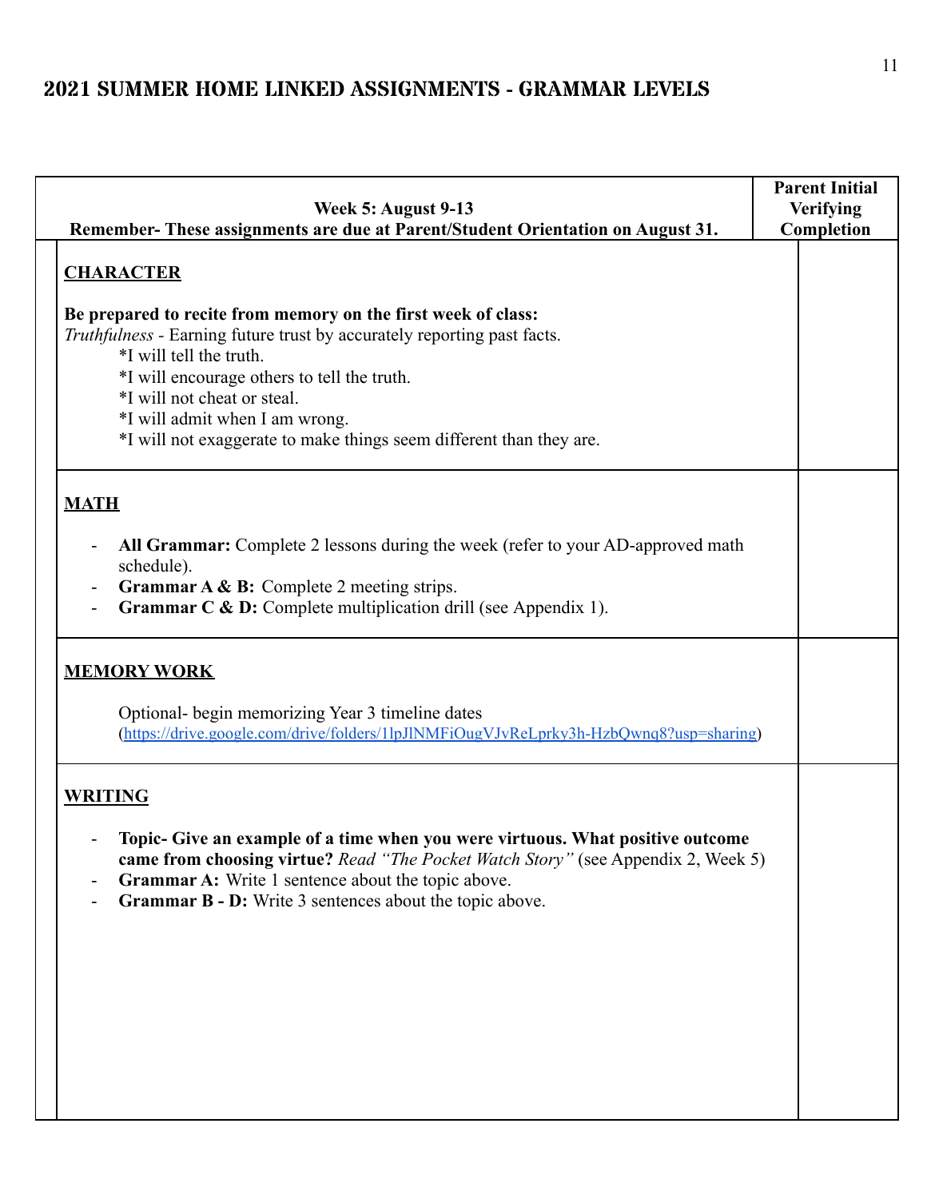# 2021 SUMMER HOME LINKED ASSIGNMENTS - GRAMMAR LEVELS

| Week 5: August 9-13<br>Remember- These assignments are due at Parent/Student Orientation on August 31. | Parent Initial Verifying Completion |
|---|---|
| **CHARACTER**<br><br>**Be prepared to recite from memory on the first week of class:**<br>*Truthfulness* - Earning future trust by accurately reporting past facts.<br>*I will tell the truth.<br>*I will encourage others to tell the truth.<br>*I will not cheat or steal.<br>*I will admit when I am wrong.<br>*I will not exaggerate to make things seem different than they are. | |
| **MATH**<br><br>- **All Grammar:** Complete 2 lessons during the week (refer to your AD-approved math schedule).<br>- **Grammar A & B:** Complete 2 meeting strips.<br>- **Grammar C & D:** Complete multiplication drill (see Appendix 1). | |
| **MEMORY WORK**<br><br>Optional- begin memorizing Year 3 timeline dates (https://drive.google.com/drive/folders/1lpJlNMFiOugVJvReLprky3h-HzbQwnq8?usp=sharing) | |
| **WRITING**<br><br>- **Topic- Give an example of a time when you were virtuous. What positive outcome came from choosing virtue?** *Read "The Pocket Watch Story"* (see Appendix 2, Week 5)<br>- **Grammar A:** Write 1 sentence about the topic above.<br>- **Grammar B - D:** Write 3 sentences about the topic above. | |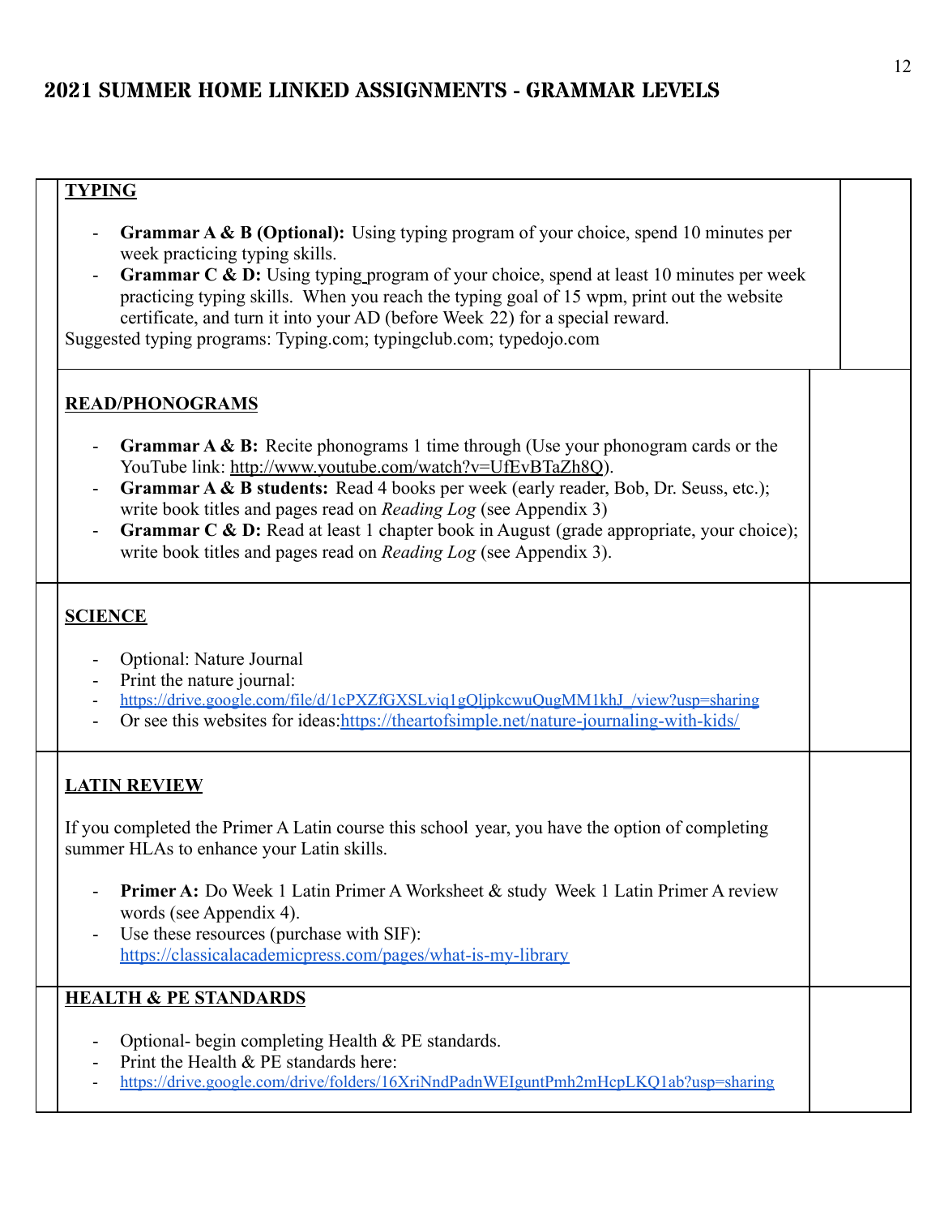# 2021 SUMMER HOME LINKED ASSIGNMENTS - GRAMMAR LEVELS

**TYPING**

- **Grammar A & B (Optional):** Using typing program of your choice, spend 10 minutes per week practicing typing skills.
- **Grammar C & D:** Using typing program of your choice, spend at least 10 minutes per week practicing typing skills. When you reach the typing goal of 15 wpm, print out the website certificate, and turn it into your AD (before Week 22) for a special reward.

Suggested typing programs: Typing.com; typingclub.com; typedojo.com

**READ/PHONOGRAMS**

- **Grammar A & B:** Recite phonograms 1 time through (Use your phonogram cards or the YouTube link: http://www.youtube.com/watch?v=UfEvBTaZh8Q).
- **Grammar A & B students:** Read 4 books per week (early reader, Bob, Dr. Seuss, etc.); write book titles and pages read on *Reading Log* (see Appendix 3)
- **Grammar C & D:** Read at least 1 chapter book in August (grade appropriate, your choice); write book titles and pages read on *Reading Log* (see Appendix 3).

**SCIENCE**

- Optional: Nature Journal
- Print the nature journal:
- https://drive.google.com/file/d/1cPXZfGXSLviq1gQljpkcwuQugMM1khJ_/view?usp=sharing
- Or see this websites for ideas:https://theartofsimple.net/nature-journaling-with-kids/

**LATIN REVIEW**

If you completed the Primer A Latin course this school year, you have the option of completing summer HLAs to enhance your Latin skills.

- **Primer A:** Do Week 1 Latin Primer A Worksheet & study Week 1 Latin Primer A review words (see Appendix 4).
- Use these resources (purchase with SIF): https://classicalacademicpress.com/pages/what-is-my-library

**HEALTH & PE STANDARDS**

- Optional- begin completing Health & PE standards.
- Print the Health & PE standards here:
- https://drive.google.com/drive/folders/16XriNndPadnWEIguntPmh2mHcpLKQ1ab?usp=sharing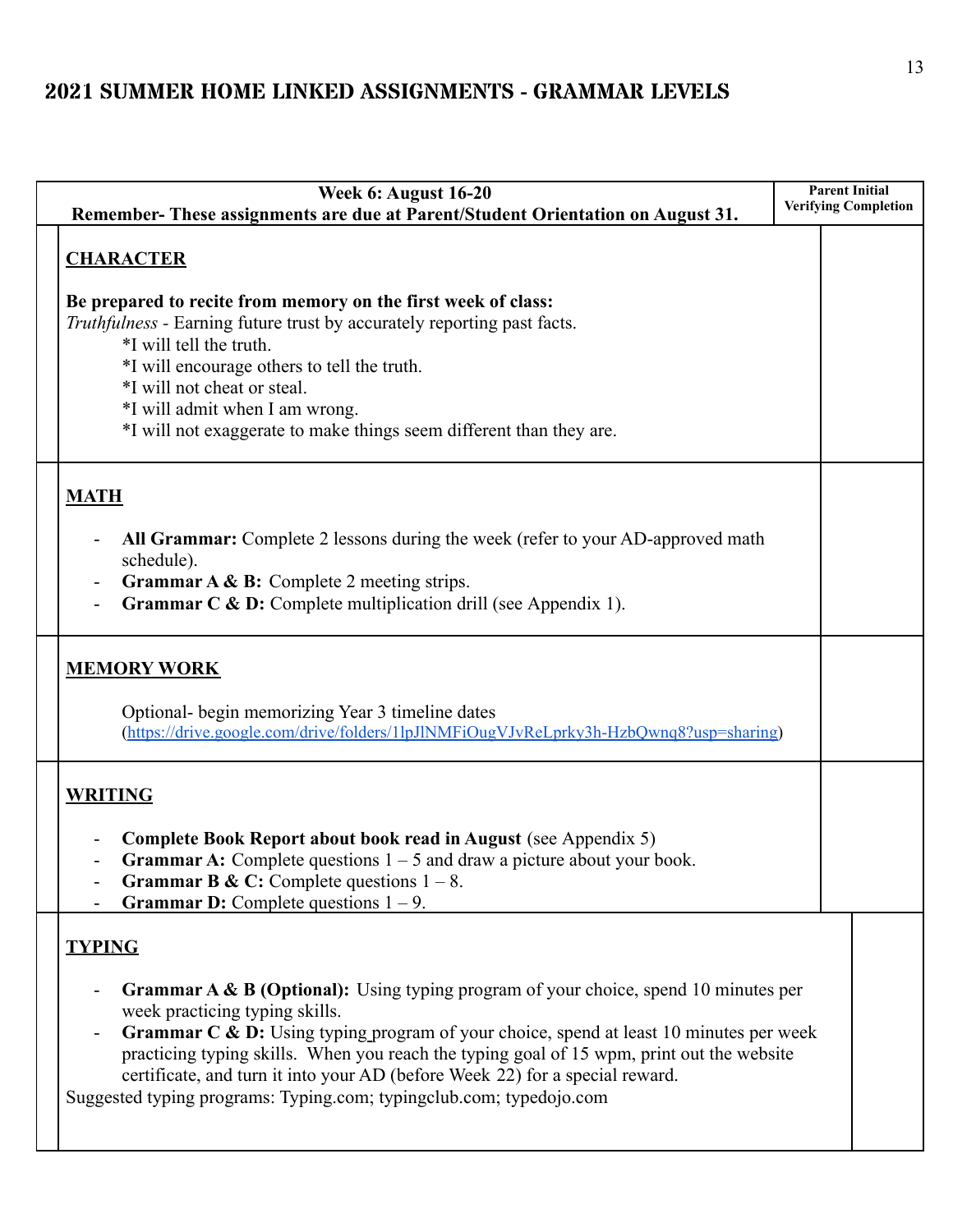# 2021 SUMMER HOME LINKED ASSIGNMENTS - GRAMMAR LEVELS

| **Week 6: August 16-20**<br>**Remember- These assignments are due at Parent/Student Orientation on August 31.** | **Parent Initial Verifying Completion** |
|---|---|
| **CHARACTER**<br><br>**Be prepared to recite from memory on the first week of class:**<br>*Truthfulness* - Earning future trust by accurately reporting past facts.<br>*I will tell the truth.<br>*I will encourage others to tell the truth.<br>*I will not cheat or steal.<br>*I will admit when I am wrong.<br>*I will not exaggerate to make things seem different than they are. | |
| **MATH**<br><br>- **All Grammar:** Complete 2 lessons during the week (refer to your AD-approved math schedule).<br>- **Grammar A & B:** Complete 2 meeting strips.<br>- **Grammar C & D:** Complete multiplication drill (see Appendix 1). | |
| **MEMORY WORK**<br><br>Optional- begin memorizing Year 3 timeline dates (https://drive.google.com/drive/folders/1lpJlNMFiOugVJvReLprky3h-HzbQwnq8?usp=sharing) | |
| **WRITING**<br><br>- **Complete Book Report about book read in August** (see Appendix 5)<br>- **Grammar A:** Complete questions 1 – 5 and draw a picture about your book.<br>- **Grammar B & C:** Complete questions 1 – 8.<br>- **Grammar D:** Complete questions 1 – 9. | |
| **TYPING**<br><br>- **Grammar A & B (Optional):** Using typing program of your choice, spend 10 minutes per week practicing typing skills.<br>- **Grammar C & D:** Using typing program of your choice, spend at least 10 minutes per week practicing typing skills. When you reach the typing goal of 15 wpm, print out the website certificate, and turn it into your AD (before Week 22) for a special reward.<br><br>Suggested typing programs: Typing.com; typingclub.com; typedojo.com | |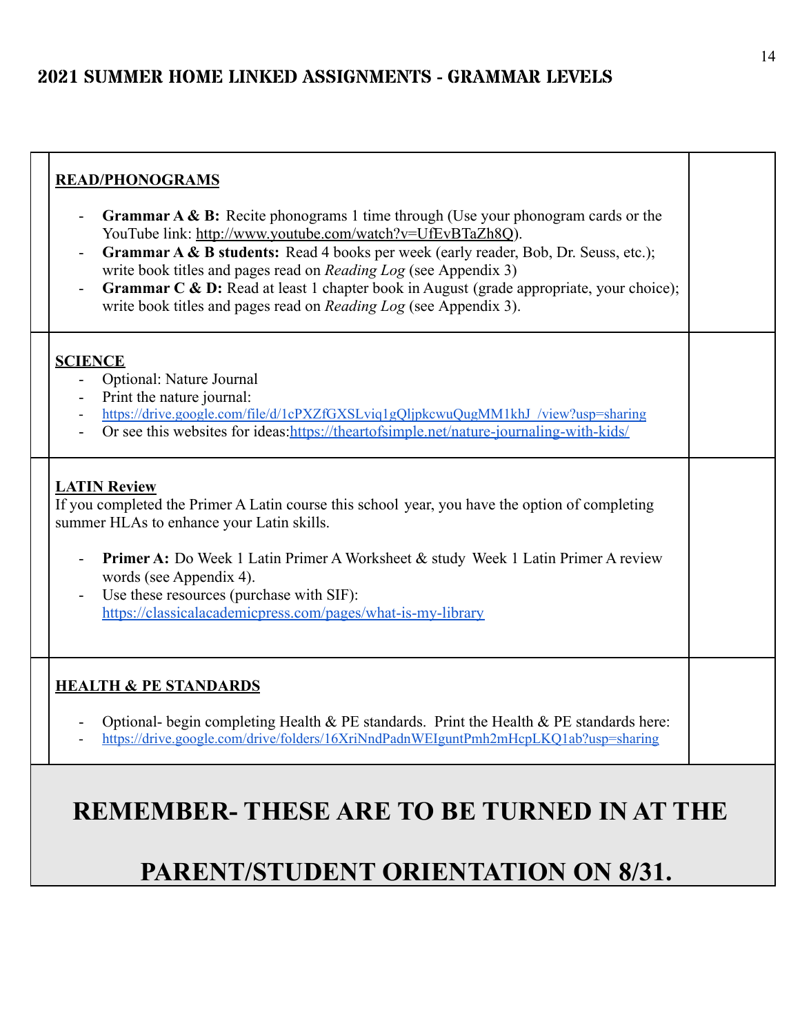## 2021 SUMMER HOME LINKED ASSIGNMENTS - GRAMMAR LEVELS

| | |
|---|---|
| **READ/PHONOGRAMS**<br><br>- **Grammar A & B:** Recite phonograms 1 time through (Use your phonogram cards or the YouTube link: http://www.youtube.com/watch?v=UfEvBTaZh8Q).<br>- **Grammar A & B students:** Read 4 books per week (early reader, Bob, Dr. Seuss, etc.); write book titles and pages read on *Reading Log* (see Appendix 3)<br>- **Grammar C & D:** Read at least 1 chapter book in August (grade appropriate, your choice); write book titles and pages read on *Reading Log* (see Appendix 3). | |
| **SCIENCE**<br>- Optional: Nature Journal<br>- Print the nature journal:<br>- https://drive.google.com/file/d/1cPXZfGXSLviq1gQljpkcwuQugMM1khJ_/view?usp=sharing<br>- Or see this websites for ideas:https://theartofsimple.net/nature-journaling-with-kids/ | |
| **LATIN Review**<br>If you completed the Primer A Latin course this school year, you have the option of completing summer HLAs to enhance your Latin skills.<br><br>- **Primer A:** Do Week 1 Latin Primer A Worksheet & study Week 1 Latin Primer A review words (see Appendix 4).<br>- Use these resources (purchase with SIF): https://classicalacademicpress.com/pages/what-is-my-library | |
| **HEALTH & PE STANDARDS**<br><br>- Optional- begin completing Health & PE standards. Print the Health & PE standards here:<br>- https://drive.google.com/drive/folders/16XriNndPadnWEIguntPmh2mHcpLKQ1ab?usp=sharing | |

**REMEMBER- THESE ARE TO BE TURNED IN AT THE PARENT/STUDENT ORIENTATION ON 8/31.**